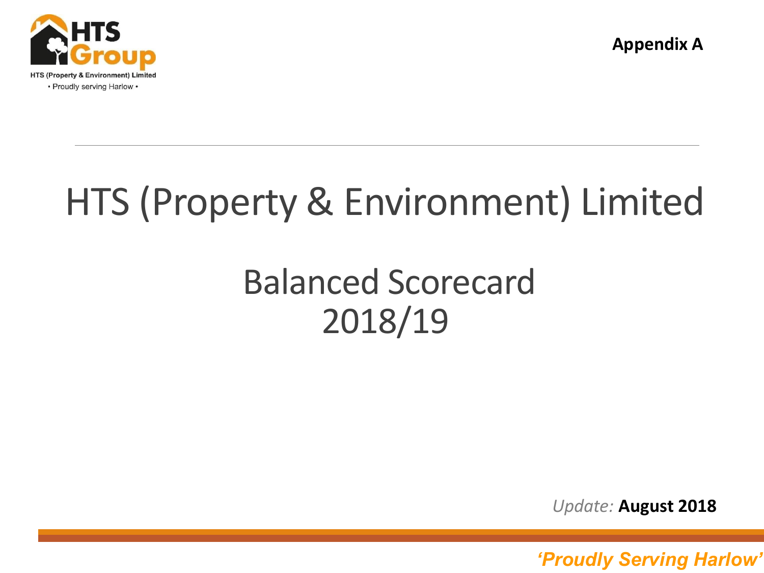HTS (Property & Environment) Limited

• Proudly serving Harlow •

**Appendix A**

# HTS (Property & Environment) Limited

## Balanced Scorecard 2018/19

*Update:* **August 2018**

*'Proudly Serving Harlow'*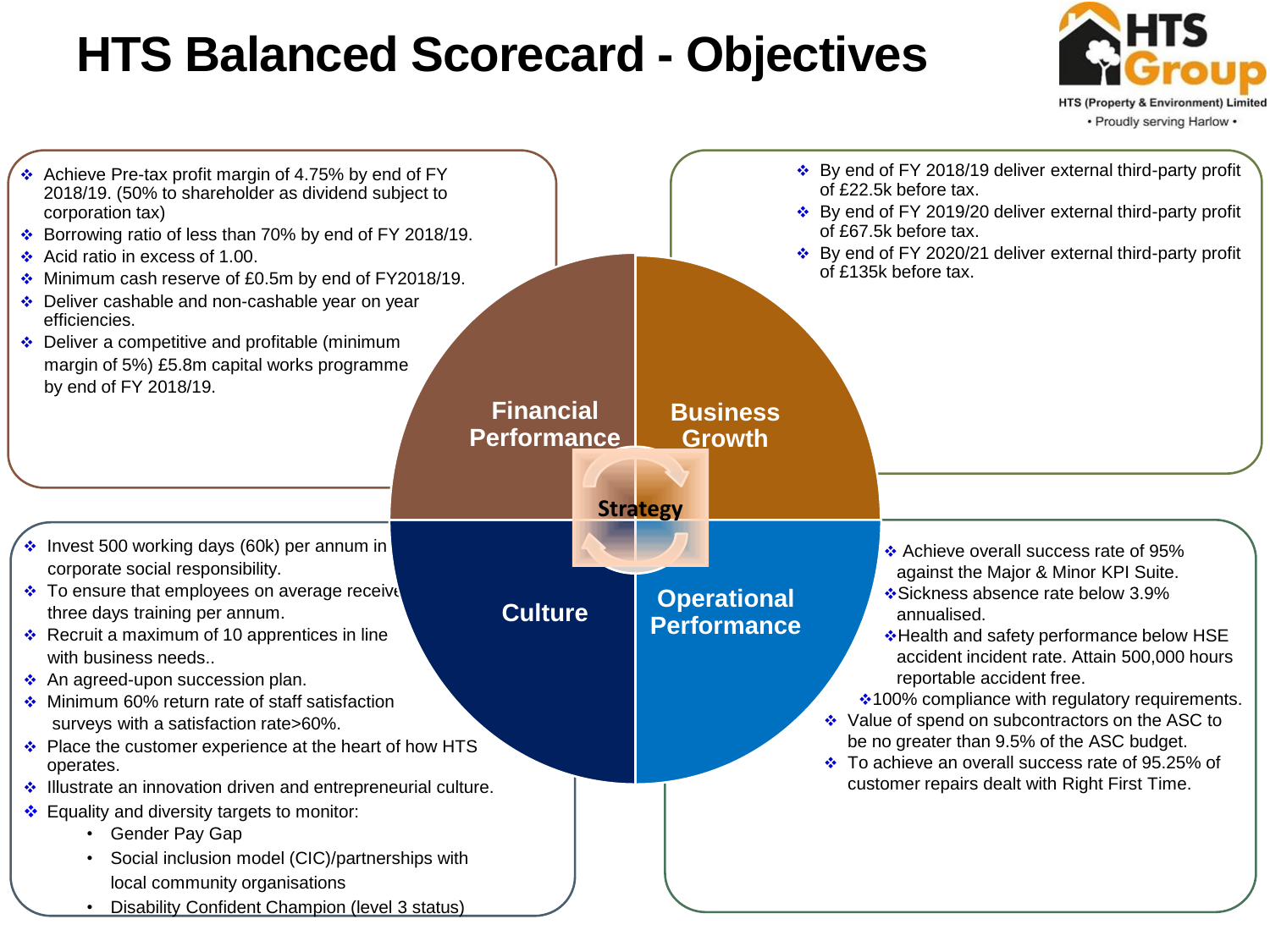# HTS Balanced Scorecard - Objectives

HTS Group
HTS (Property & Environment) Limited
• Proudly serving Harlow •

## Financial Performance

- Achieve Pre-tax profit margin of 4.75% by end of FY 2018/19. (50% to shareholder as dividend subject to corporation tax)
- Borrowing ratio of less than 70% by end of FY 2018/19.
- Acid ratio in excess of 1.00.
- Minimum cash reserve of £0.5m by end of FY2018/19.
- Deliver cashable and non-cashable year on year efficiencies.
- Deliver a competitive and profitable (minimum margin of 5%) £5.8m capital works programme by end of FY 2018/19.

## Business Growth

- By end of FY 2018/19 deliver external third-party profit of £22.5k before tax.
- By end of FY 2019/20 deliver external third-party profit of £67.5k before tax.
- By end of FY 2020/21 deliver external third-party profit of £135k before tax.

## Strategy

## Culture

- Invest 500 working days (60k) per annum in corporate social responsibility.
- To ensure that employees on average receive three days training per annum.
- Recruit a maximum of 10 apprentices in line with business needs..
- An agreed-upon succession plan.
- Minimum 60% return rate of staff satisfaction surveys with a satisfaction rate>60%.
- Place the customer experience at the heart of how HTS operates.
- Illustrate an innovation driven and entrepreneurial culture.
- Equality and diversity targets to monitor:
  - Gender Pay Gap
  - Social inclusion model (CIC)/partnerships with local community organisations
  - Disability Confident Champion (level 3 status)

## Operational Performance

- Achieve overall success rate of 95% against the Major & Minor KPI Suite.
- Sickness absence rate below 3.9% annualised.
- Health and safety performance below HSE accident incident rate. Attain 500,000 hours reportable accident free.
- 100% compliance with regulatory requirements.
- Value of spend on subcontractors on the ASC to be no greater than 9.5% of the ASC budget.
- To achieve an overall success rate of 95.25% of customer repairs dealt with Right First Time.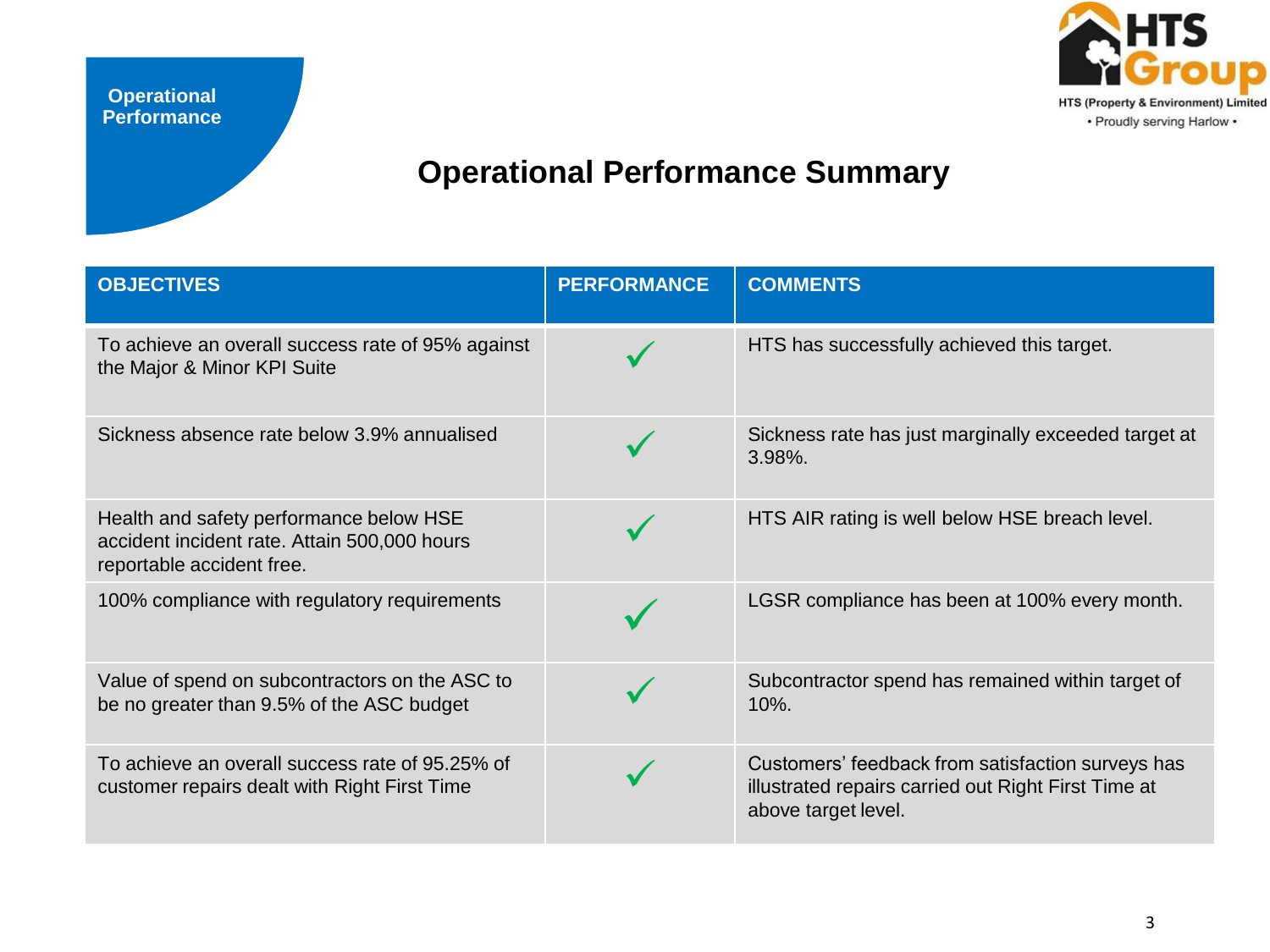Operational Performance

HTS Group
HTS (Property & Environment) Limited
• Proudly serving Harlow •

# Operational Performance Summary

| OBJECTIVES | PERFORMANCE | COMMENTS |
|---|---|---|
| To achieve an overall success rate of 95% against the Major & Minor KPI Suite | ✓ | HTS has successfully achieved this target. |
| Sickness absence rate below 3.9% annualised | ✓ | Sickness rate has just marginally exceeded target at 3.98%. |
| Health and safety performance below HSE accident incident rate. Attain 500,000 hours reportable accident free. | ✓ | HTS AIR rating is well below HSE breach level. |
| 100% compliance with regulatory requirements | ✓ | LGSR compliance has been at 100% every month. |
| Value of spend on subcontractors on the ASC to be no greater than 9.5% of the ASC budget | ✓ | Subcontractor spend has remained within target of 10%. |
| To achieve an overall success rate of 95.25% of customer repairs dealt with Right First Time | ✓ | Customers' feedback from satisfaction surveys has illustrated repairs carried out Right First Time at above target level. |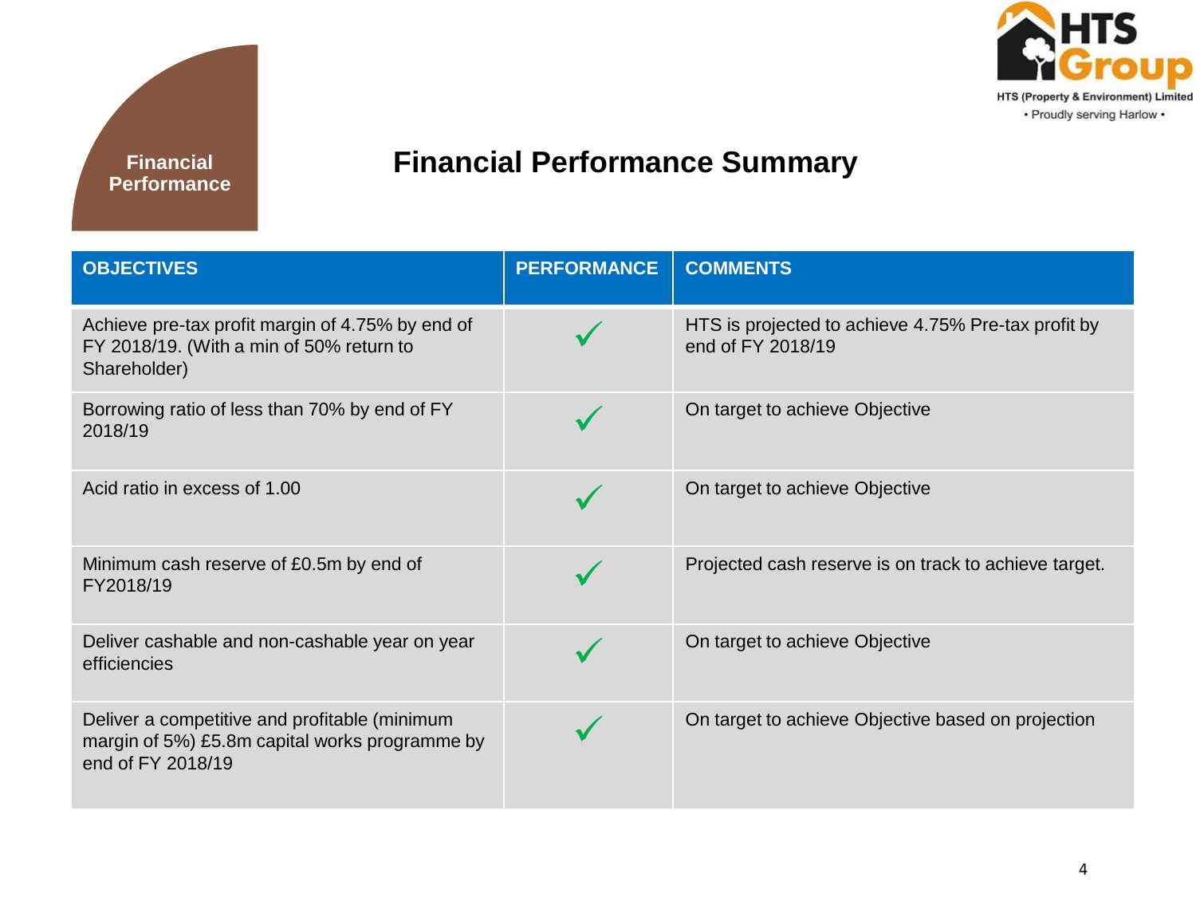HTS Group

HTS (Property & Environment) Limited

• Proudly serving Harlow •

**Financial Performance**

# Financial Performance Summary

| OBJECTIVES | PERFORMANCE | COMMENTS |
|---|---|---|
| Achieve pre-tax profit margin of 4.75% by end of FY 2018/19. (With a min of 50% return to Shareholder) | ✓ | HTS is projected to achieve 4.75% Pre-tax profit by end of FY 2018/19 |
| Borrowing ratio of less than 70% by end of FY 2018/19 | ✓ | On target to achieve Objective |
| Acid ratio in excess of 1.00 | ✓ | On target to achieve Objective |
| Minimum cash reserve of £0.5m by end of FY2018/19 | ✓ | Projected cash reserve is on track to achieve target. |
| Deliver cashable and non-cashable year on year efficiencies | ✓ | On target to achieve Objective |
| Deliver a competitive and profitable (minimum margin of 5%) £5.8m capital works programme by end of FY 2018/19 | ✓ | On target to achieve Objective based on projection |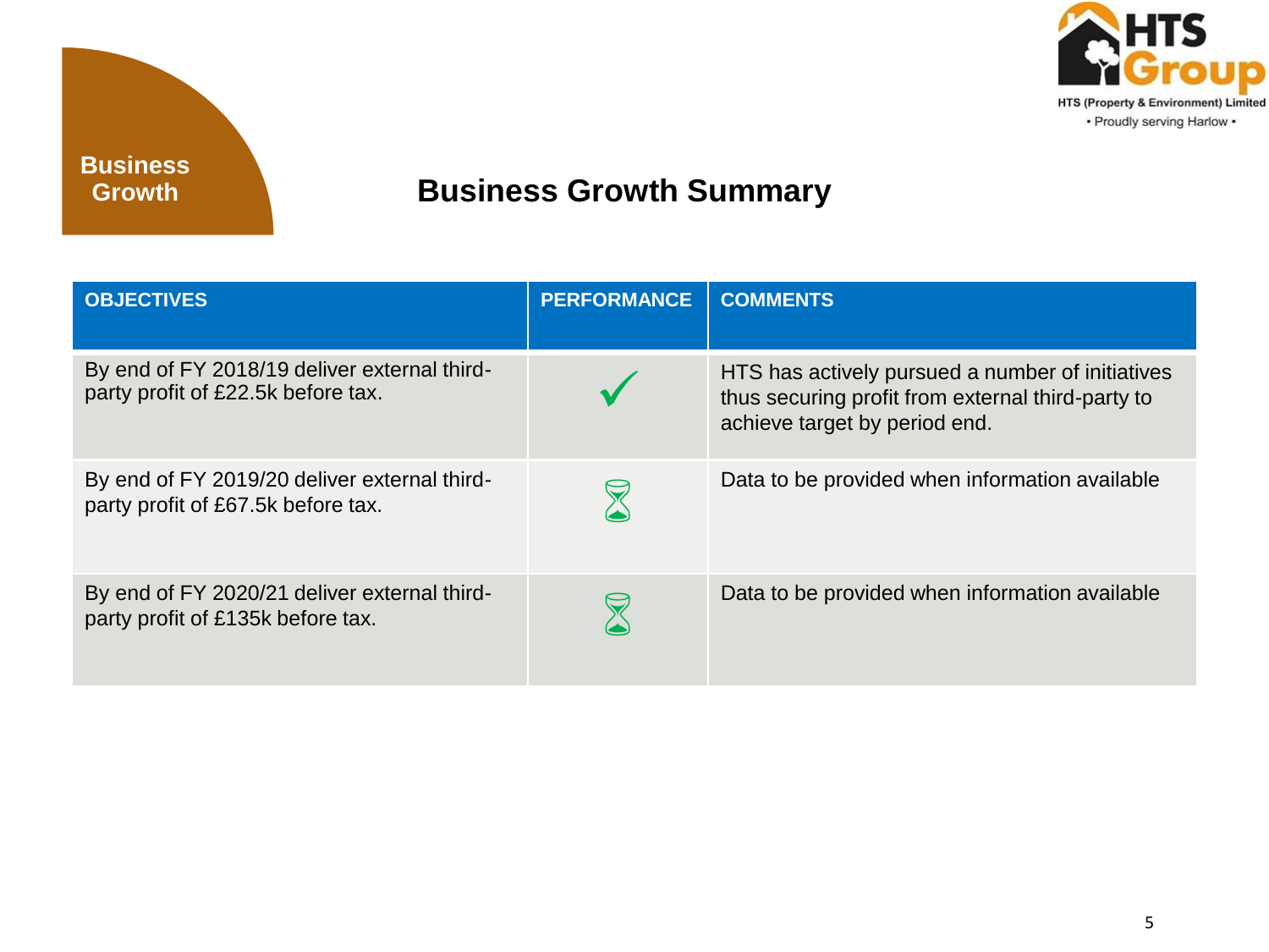Business Growth

# Business Growth Summary

| OBJECTIVES | PERFORMANCE | COMMENTS |
|---|---|---|
| By end of FY 2018/19 deliver external third-party profit of £22.5k before tax. | ✓ | HTS has actively pursued a number of initiatives thus securing profit from external third-party to achieve target by period end. |
| By end of FY 2019/20 deliver external third-party profit of £67.5k before tax. | ⧖ | Data to be provided when information available |
| By end of FY 2020/21 deliver external third-party profit of £135k before tax. | ⧖ | Data to be provided when information available |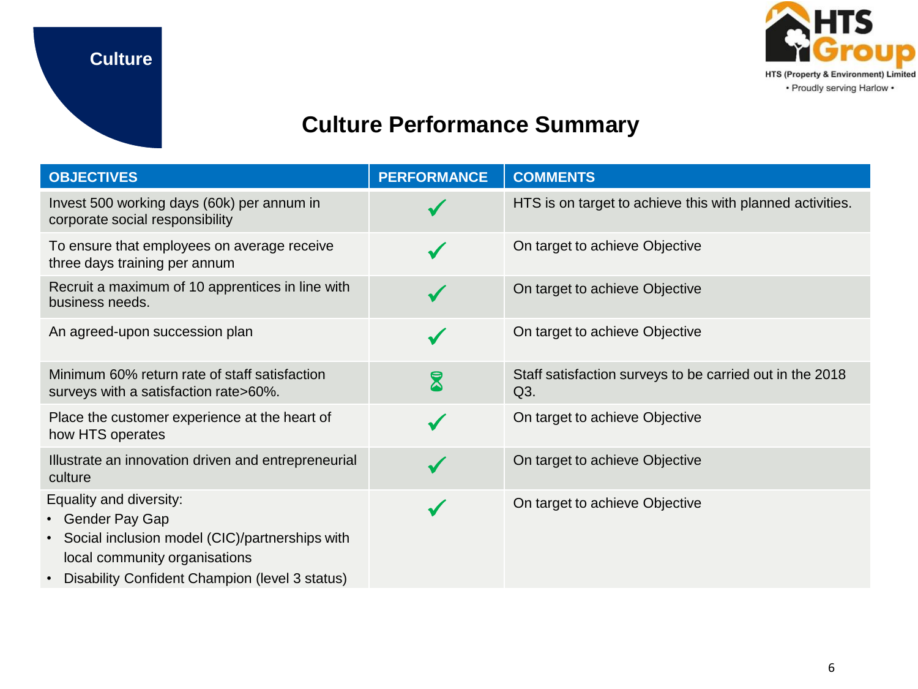Culture

HTS Group
HTS (Property & Environment) Limited
• Proudly serving Harlow •

# Culture Performance Summary

| OBJECTIVES | PERFORMANCE | COMMENTS |
|---|---|---|
| Invest 500 working days (60k) per annum in corporate social responsibility | ✓ | HTS is on target to achieve this with planned activities. |
| To ensure that employees on average receive three days training per annum | ✓ | On target to achieve Objective |
| Recruit a maximum of 10 apprentices in line with business needs. | ✓ | On target to achieve Objective |
| An agreed-upon succession plan | ✓ | On target to achieve Objective |
| Minimum 60% return rate of staff satisfaction surveys with a satisfaction rate>60%. | ⌛ | Staff satisfaction surveys to be carried out in the 2018 Q3. |
| Place the customer experience at the heart of how HTS operates | ✓ | On target to achieve Objective |
| Illustrate an innovation driven and entrepreneurial culture | ✓ | On target to achieve Objective |
| Equality and diversity:<br>• Gender Pay Gap<br>• Social inclusion model (CIC)/partnerships with local community organisations<br>• Disability Confident Champion (level 3 status) | ✓ | On target to achieve Objective |